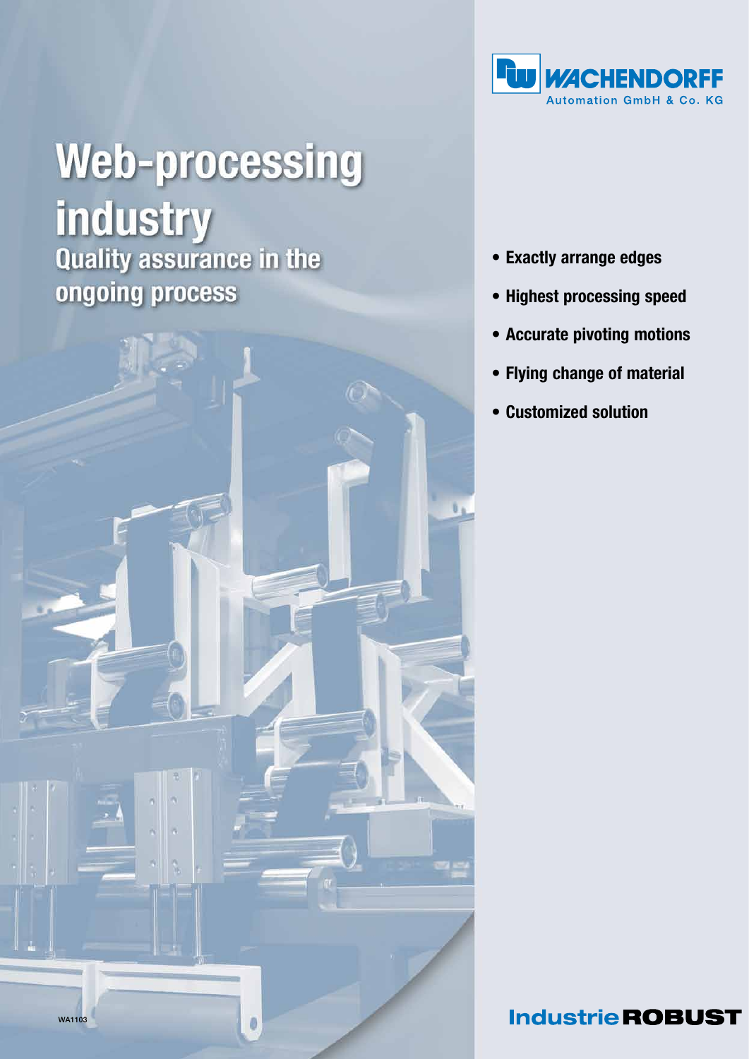WACHENDORFF
Automation GmbH & Co. KG

# Web-processing industry

## Quality assurance in the ongoing process

- **Exactly arrange edges**
- **Highest processing speed**
- **Accurate pivoting motions**
- **Flying change of material**
- **Customized solution**

WA1103

**Industrie ROBUST**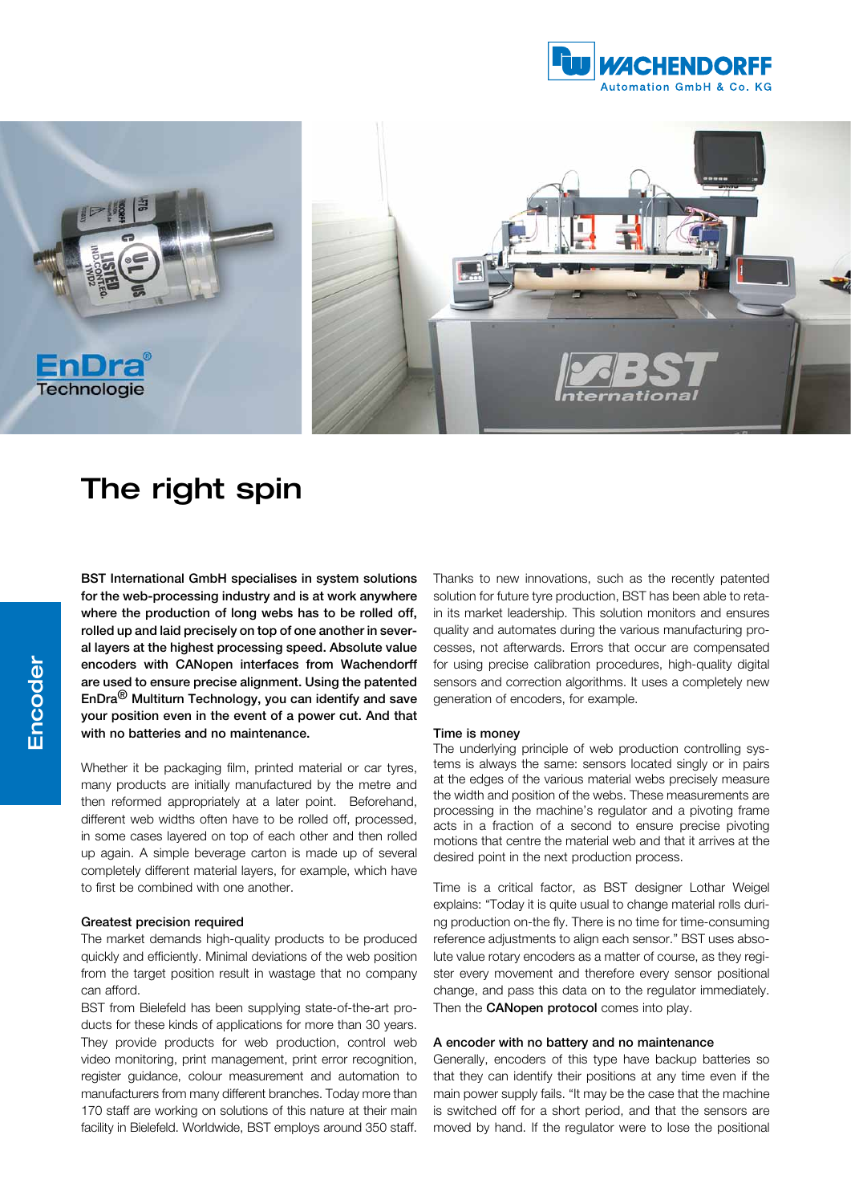# The right spin

**BST International GmbH specialises in system solutions for the web-processing industry and is at work anywhere where the production of long webs has to be rolled off, rolled up and laid precisely on top of one another in several layers at the highest processing speed. Absolute value encoders with CANopen interfaces from Wachendorff are used to ensure precise alignment. Using the patented EnDra® Multiturn Technology, you can identify and save your position even in the event of a power cut. And that with no batteries and no maintenance.**

Whether it be packaging film, printed material or car tyres, many products are initially manufactured by the metre and then reformed appropriately at a later point. Beforehand, different web widths often have to be rolled off, processed, in some cases layered on top of each other and then rolled up again. A simple beverage carton is made up of several completely different material layers, for example, which have to first be combined with one another.

### Greatest precision required

The market demands high-quality products to be produced quickly and efficiently. Minimal deviations of the web position from the target position result in wastage that no company can afford.

BST from Bielefeld has been supplying state-of-the-art products for these kinds of applications for more than 30 years. They provide products for web production, control web video monitoring, print management, print error recognition, register guidance, colour measurement and automation to manufacturers from many different branches. Today more than 170 staff are working on solutions of this nature at their main facility in Bielefeld. Worldwide, BST employs around 350 staff.

Thanks to new innovations, such as the recently patented solution for future tyre production, BST has been able to retain in its market leadership. This solution monitors and ensures quality and automates during the various manufacturing processes, not afterwards. Errors that occur are compensated for using precise calibration procedures, high-quality digital sensors and correction algorithms. It uses a completely new generation of encoders, for example.

### Time is money

The underlying principle of web production controlling systems is always the same: sensors located singly or in pairs at the edges of the various material webs precisely measure the width and position of the webs. These measurements are processing in the machine's regulator and a pivoting frame acts in a fraction of a second to ensure precise pivoting motions that centre the material web and that it arrives at the desired point in the next production process.

Time is a critical factor, as BST designer Lothar Weigel explains: "Today it is quite usual to change material rolls during production on-the fly. There is no time for time-consuming reference adjustments to align each sensor." BST uses absolute value rotary encoders as a matter of course, as they register every movement and therefore every sensor positional change, and pass this data on to the regulator immediately. Then the **CANopen protocol** comes into play.

### A encoder with no battery and no maintenance

Generally, encoders of this type have backup batteries so that they can identify their positions at any time even if the main power supply fails. "It may be the case that the machine is switched off for a short period, and that the sensors are moved by hand. If the regulator were to lose the positional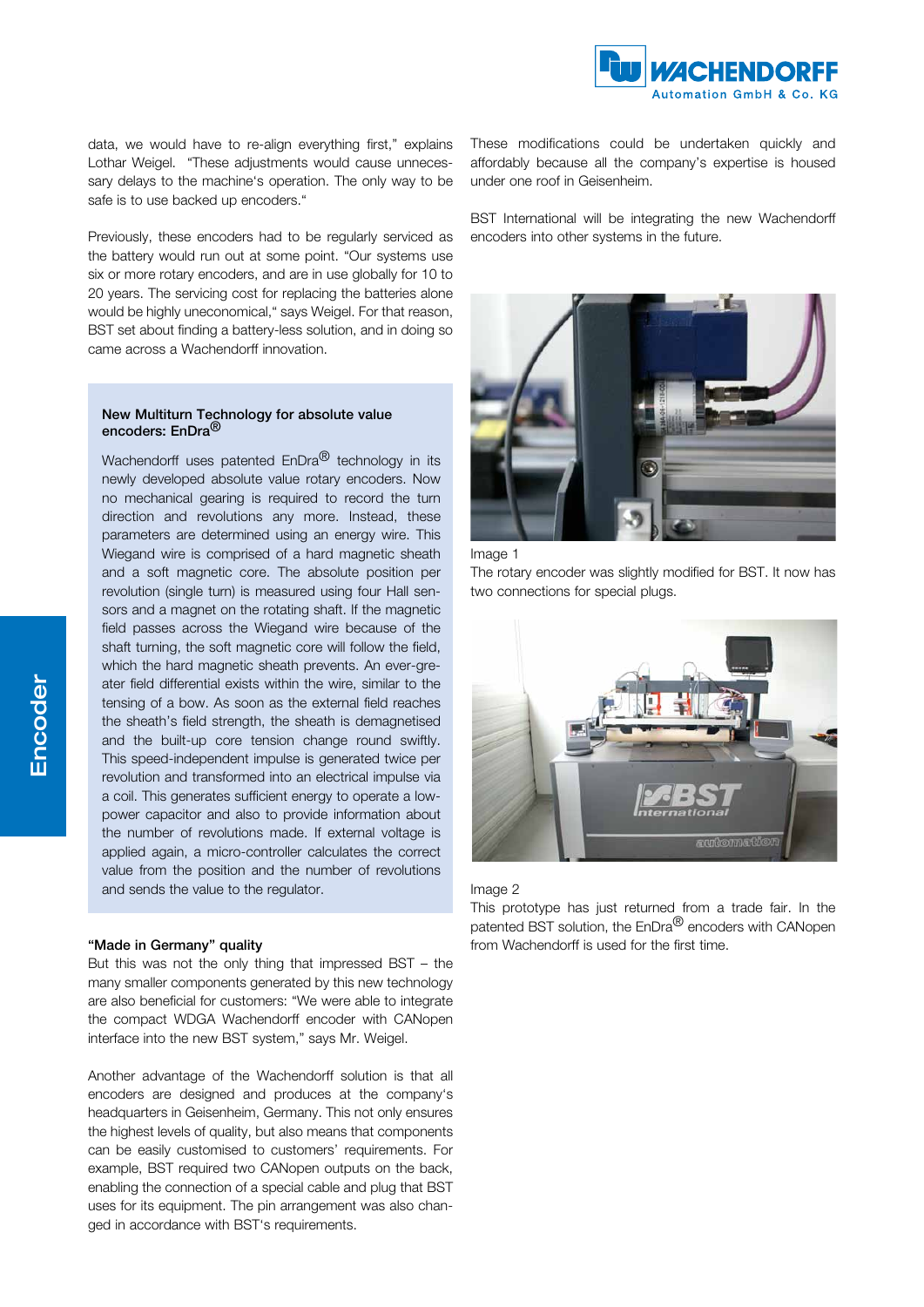data, we would have to re-align everything first," explains Lothar Weigel. "These adjustments would cause unnecessary delays to the machine's operation. The only way to be safe is to use backed up encoders."

Previously, these encoders had to be regularly serviced as the battery would run out at some point. "Our systems use six or more rotary encoders, and are in use globally for 10 to 20 years. The servicing cost for replacing the batteries alone would be highly uneconomical," says Weigel. For that reason, BST set about finding a battery-less solution, and in doing so came across a Wachendorff innovation.

### New Multiturn Technology for absolute value encoders: EnDra®

Wachendorff uses patented EnDra® technology in its newly developed absolute value rotary encoders. Now no mechanical gearing is required to record the turn direction and revolutions any more. Instead, these parameters are determined using an energy wire. This Wiegand wire is comprised of a hard magnetic sheath and a soft magnetic core. The absolute position per revolution (single turn) is measured using four Hall sensors and a magnet on the rotating shaft. If the magnetic field passes across the Wiegand wire because of the shaft turning, the soft magnetic core will follow the field, which the hard magnetic sheath prevents. An ever-greater field differential exists within the wire, similar to the tensing of a bow. As soon as the external field reaches the sheath's field strength, the sheath is demagnetised and the built-up core tension change round swiftly. This speed-independent impulse is generated twice per revolution and transformed into an electrical impulse via a coil. This generates sufficient energy to operate a low-power capacitor and also to provide information about the number of revolutions made. If external voltage is applied again, a micro-controller calculates the correct value from the position and the number of revolutions and sends the value to the regulator.

### "Made in Germany" quality

But this was not the only thing that impressed BST – the many smaller components generated by this new technology are also beneficial for customers: "We were able to integrate the compact WDGA Wachendorff encoder with CANopen interface into the new BST system," says Mr. Weigel.

Another advantage of the Wachendorff solution is that all encoders are designed and produces at the company's headquarters in Geisenheim, Germany. This not only ensures the highest levels of quality, but also means that components can be easily customised to customers' requirements. For example, BST required two CANopen outputs on the back, enabling the connection of a special cable and plug that BST uses for its equipment. The pin arrangement was also changed in accordance with BST's requirements.

These modifications could be undertaken quickly and affordably because all the company's expertise is housed under one roof in Geisenheim.

BST International will be integrating the new Wachendorff encoders into other systems in the future.

Image 1
The rotary encoder was slightly modified for BST. It now has two connections for special plugs.

Image 2
This prototype has just returned from a trade fair. In the patented BST solution, the EnDra® encoders with CANopen from Wachendorff is used for the first time.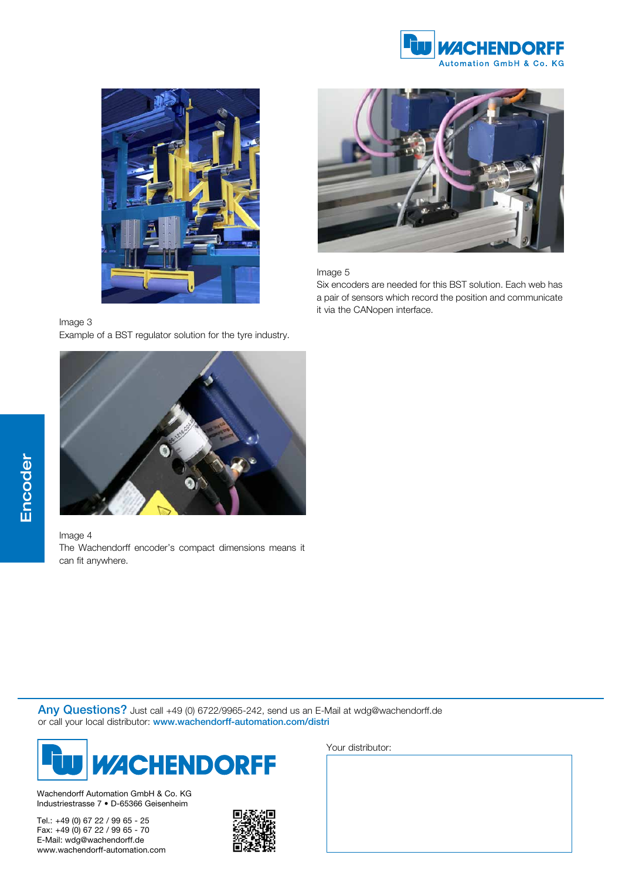Image 3
Example of a BST regulator solution for the tyre industry.

Image 5
Six encoders are needed for this BST solution. Each web has a pair of sensors which record the position and communicate it via the CANopen interface.

Image 4
The Wachendorff encoder's compact dimensions means it can fit anywhere.

Encoder

**Any Questions?** Just call +49 (0) 6722/9965-242, send us an E-Mail at wdg@wachendorff.de or call your local distributor: **www.wachendorff-automation.com/distri**

Wachendorff Automation GmbH & Co. KG
Industriestrasse 7 • D-65366 Geisenheim

Tel.: +49 (0) 67 22 / 99 65 - 25
Fax: +49 (0) 67 22 / 99 65 - 70
E-Mail: wdg@wachendorff.de
www.wachendorff-automation.com

Your distributor: